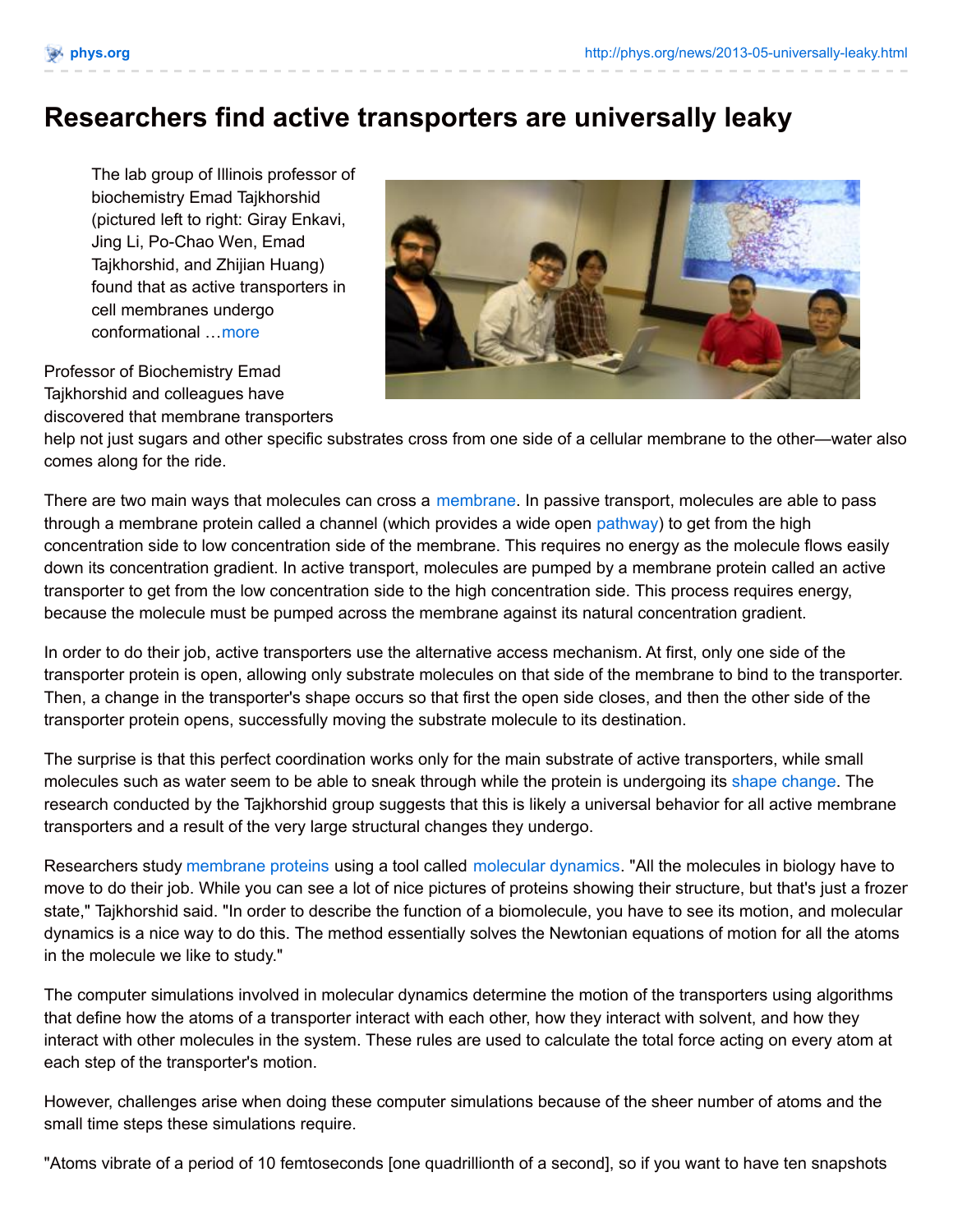# Researchers find active transporters are universally leaky

The lab group of Illinois professor of biochemistry Emad Tajkhorshid (pictured left to right: Giray Enkavi, Jing Li, Po-Chao Wen, Emad Tajkhorshid, and Zhijian Huang) found that as active transporters in cell membranes undergo conformational …more

Professor of Biochemistry Emad Tajkhorshid and colleagues have discovered that membrane transporters help not just sugars and other specific substrates cross from one side of a cellular membrane to the other—water also comes along for the ride.

There are two main ways that molecules can cross a membrane. In passive transport, molecules are able to pass through a membrane protein called a channel (which provides a wide open pathway) to get from the high concentration side to low concentration side of the membrane. This requires no energy as the molecule flows easily down its concentration gradient. In active transport, molecules are pumped by a membrane protein called an active transporter to get from the low concentration side to the high concentration side. This process requires energy, because the molecule must be pumped across the membrane against its natural concentration gradient.

In order to do their job, active transporters use the alternative access mechanism. At first, only one side of the transporter protein is open, allowing only substrate molecules on that side of the membrane to bind to the transporter. Then, a change in the transporter's shape occurs so that first the open side closes, and then the other side of the transporter protein opens, successfully moving the substrate molecule to its destination.

The surprise is that this perfect coordination works only for the main substrate of active transporters, while small molecules such as water seem to be able to sneak through while the protein is undergoing its shape change. The research conducted by the Tajkhorshid group suggests that this is likely a universal behavior for all active membrane transporters and a result of the very large structural changes they undergo.

Researchers study membrane proteins using a tool called molecular dynamics. "All the molecules in biology have to move to do their job. While you can see a lot of nice pictures of proteins showing their structure, but that's just a frozen state," Tajkhorshid said. "In order to describe the function of a biomolecule, you have to see its motion, and molecular dynamics is a nice way to do this. The method essentially solves the Newtonian equations of motion for all the atoms in the molecule we like to study."

The computer simulations involved in molecular dynamics determine the motion of the transporters using algorithms that define how the atoms of a transporter interact with each other, how they interact with solvent, and how they interact with other molecules in the system. These rules are used to calculate the total force acting on every atom at each step of the transporter's motion.

However, challenges arise when doing these computer simulations because of the sheer number of atoms and the small time steps these simulations require.

"Atoms vibrate of a period of 10 femtoseconds [one quadrillionth of a second], so if you want to have ten snapshots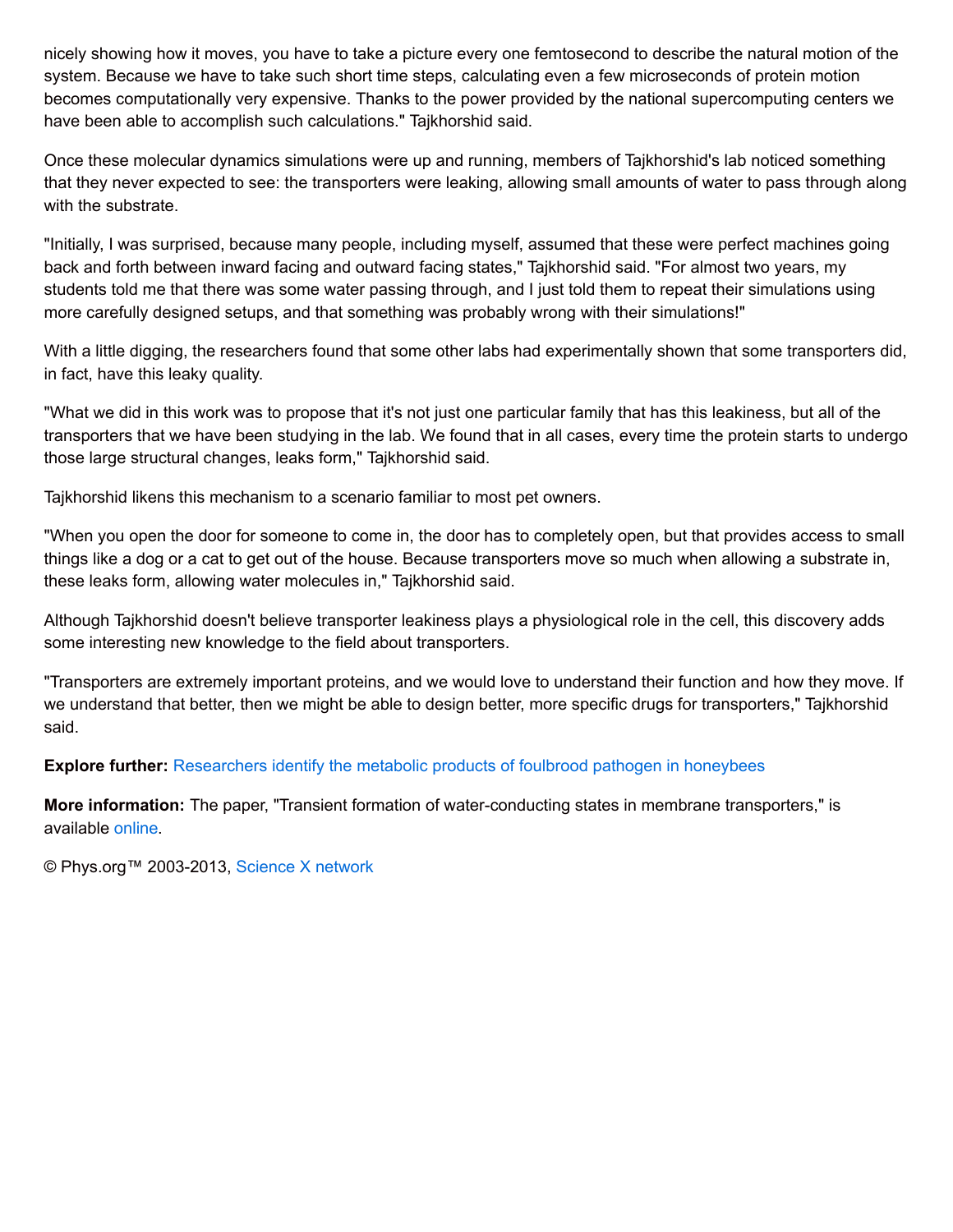nicely showing how it moves, you have to take a picture every one femtosecond to describe the natural motion of the system. Because we have to take such short time steps, calculating even a few microseconds of protein motion becomes computationally very expensive. Thanks to the power provided by the national supercomputing centers we have been able to accomplish such calculations." Tajkhorshid said.

Once these molecular dynamics simulations were up and running, members of Tajkhorshid's lab noticed something that they never expected to see: the transporters were leaking, allowing small amounts of water to pass through along with the substrate.

"Initially, I was surprised, because many people, including myself, assumed that these were perfect machines going back and forth between inward facing and outward facing states," Tajkhorshid said. "For almost two years, my students told me that there was some water passing through, and I just told them to repeat their simulations using more carefully designed setups, and that something was probably wrong with their simulations!"

With a little digging, the researchers found that some other labs had experimentally shown that some transporters did, in fact, have this leaky quality.

"What we did in this work was to propose that it's not just one particular family that has this leakiness, but all of the transporters that we have been studying in the lab. We found that in all cases, every time the protein starts to undergo those large structural changes, leaks form," Tajkhorshid said.

Tajkhorshid likens this mechanism to a scenario familiar to most pet owners.

"When you open the door for someone to come in, the door has to completely open, but that provides access to small things like a dog or a cat to get out of the house. Because transporters move so much when allowing a substrate in, these leaks form, allowing water molecules in," Tajkhorshid said.

Although Tajkhorshid doesn't believe transporter leakiness plays a physiological role in the cell, this discovery adds some interesting new knowledge to the field about transporters.

"Transporters are extremely important proteins, and we would love to understand their function and how they move. If we understand that better, then we might be able to design better, more specific drugs for transporters," Tajkhorshid said.

**Explore further:** Researchers identify the metabolic products of foulbrood pathogen in honeybees

**More information:** The paper, "Transient formation of water-conducting states in membrane transporters," is available online.

© Phys.org™ 2003-2013, Science X network